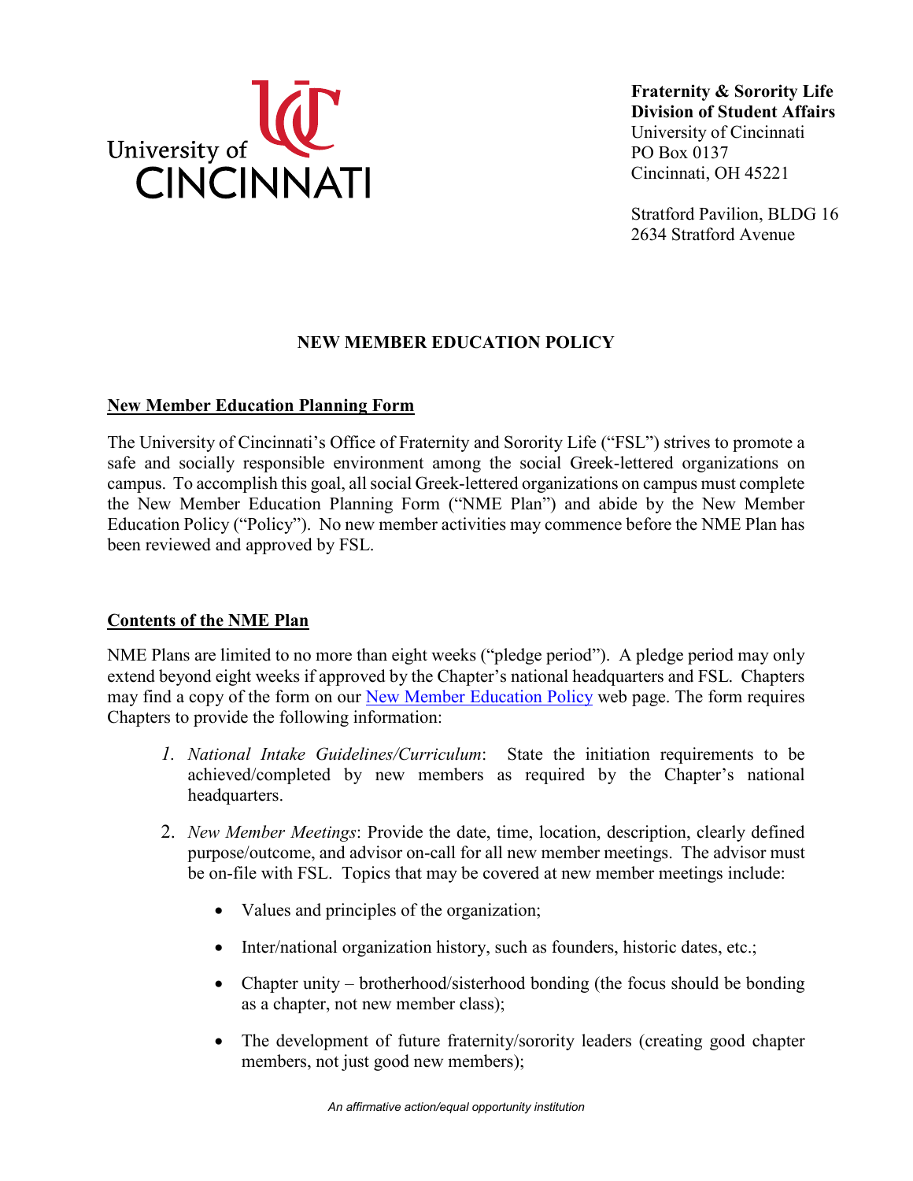University of CINCINNATI

**Fraternity & Sorority Life**
**Division of Student Affairs**
University of Cincinnati
PO Box 0137
Cincinnati, OH 45221

Stratford Pavilion, BLDG 16
2634 Stratford Avenue

# NEW MEMBER EDUCATION POLICY

## New Member Education Planning Form

The University of Cincinnati's Office of Fraternity and Sorority Life ("FSL") strives to promote a safe and socially responsible environment among the social Greek-lettered organizations on campus. To accomplish this goal, all social Greek-lettered organizations on campus must complete the New Member Education Planning Form ("NME Plan") and abide by the New Member Education Policy ("Policy"). No new member activities may commence before the NME Plan has been reviewed and approved by FSL.

## Contents of the NME Plan

NME Plans are limited to no more than eight weeks ("pledge period"). A pledge period may only extend beyond eight weeks if approved by the Chapter's national headquarters and FSL. Chapters may find a copy of the form on our New Member Education Policy web page. The form requires Chapters to provide the following information:

1. *National Intake Guidelines/Curriculum*: State the initiation requirements to be achieved/completed by new members as required by the Chapter's national headquarters.

2. *New Member Meetings*: Provide the date, time, location, description, clearly defined purpose/outcome, and advisor on-call for all new member meetings. The advisor must be on-file with FSL. Topics that may be covered at new member meetings include:

   - Values and principles of the organization;
   - Inter/national organization history, such as founders, historic dates, etc.;
   - Chapter unity – brotherhood/sisterhood bonding (the focus should be bonding as a chapter, not new member class);
   - The development of future fraternity/sorority leaders (creating good chapter members, not just good new members);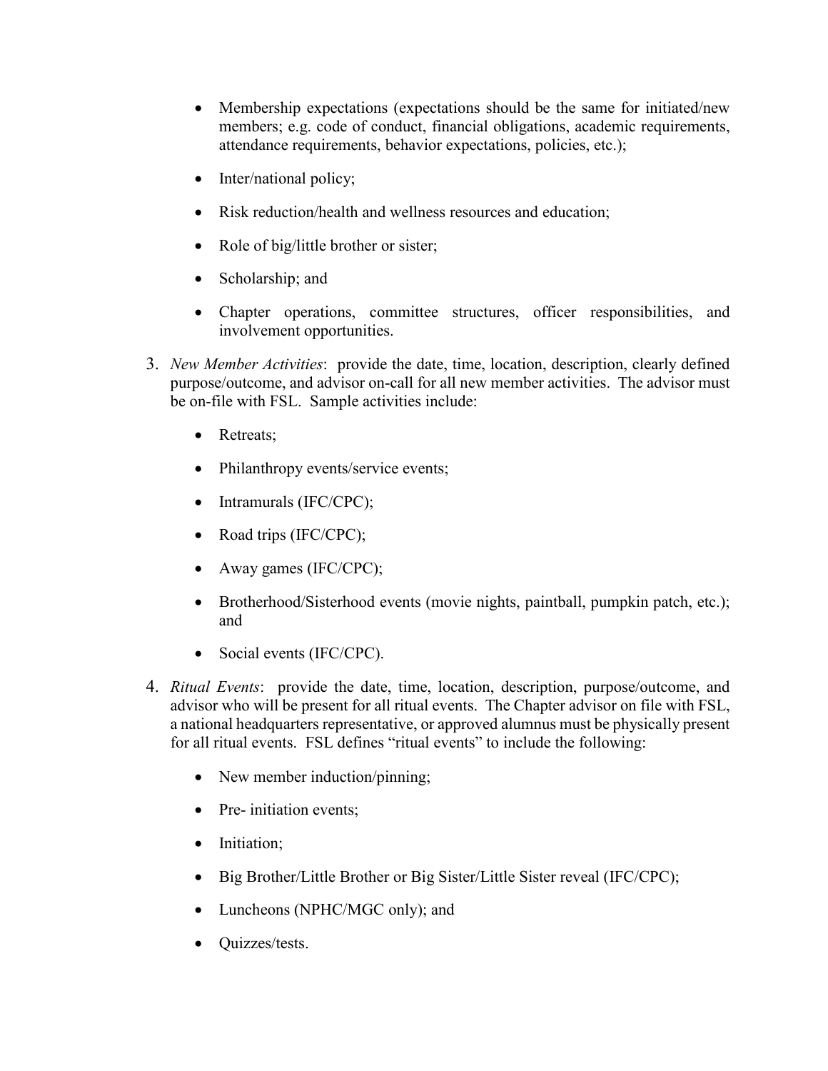- Membership expectations (expectations should be the same for initiated/new members; e.g. code of conduct, financial obligations, academic requirements, attendance requirements, behavior expectations, policies, etc.);
- Inter/national policy;
- Risk reduction/health and wellness resources and education;
- Role of big/little brother or sister;
- Scholarship; and
- Chapter operations, committee structures, officer responsibilities, and involvement opportunities.

3. *New Member Activities*: provide the date, time, location, description, clearly defined purpose/outcome, and advisor on-call for all new member activities. The advisor must be on-file with FSL. Sample activities include:

   - Retreats;
   - Philanthropy events/service events;
   - Intramurals (IFC/CPC);
   - Road trips (IFC/CPC);
   - Away games (IFC/CPC);
   - Brotherhood/Sisterhood events (movie nights, paintball, pumpkin patch, etc.); and
   - Social events (IFC/CPC).

4. *Ritual Events*: provide the date, time, location, description, purpose/outcome, and advisor who will be present for all ritual events. The Chapter advisor on file with FSL, a national headquarters representative, or approved alumnus must be physically present for all ritual events. FSL defines "ritual events" to include the following:

   - New member induction/pinning;
   - Pre- initiation events;
   - Initiation;
   - Big Brother/Little Brother or Big Sister/Little Sister reveal (IFC/CPC);
   - Luncheons (NPHC/MGC only); and
   - Quizzes/tests.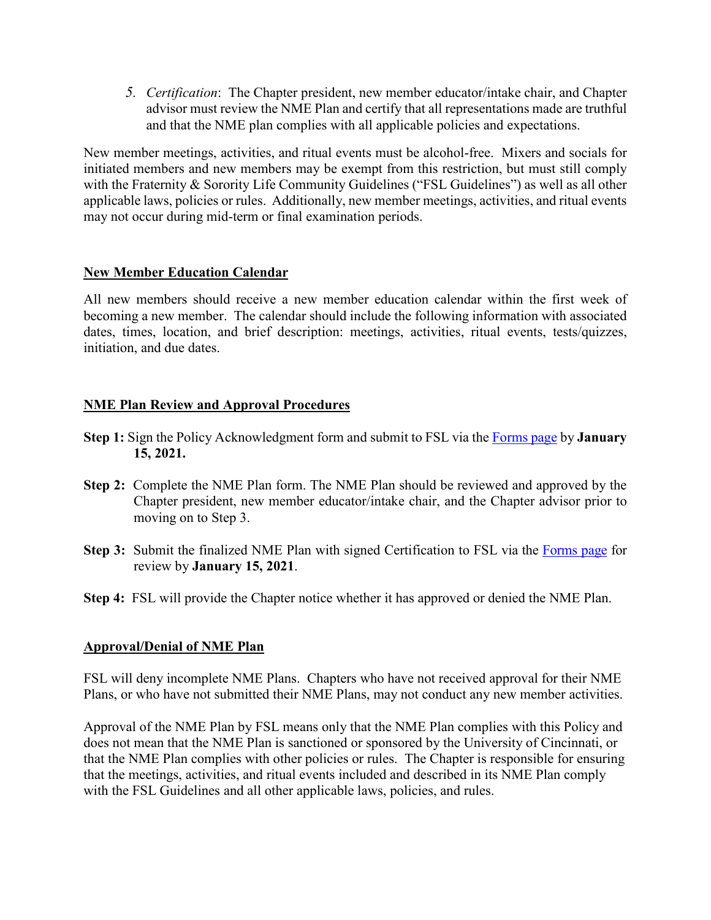5. *Certification*: The Chapter president, new member educator/intake chair, and Chapter advisor must review the NME Plan and certify that all representations made are truthful and that the NME plan complies with all applicable policies and expectations.

New member meetings, activities, and ritual events must be alcohol-free. Mixers and socials for initiated members and new members may be exempt from this restriction, but must still comply with the Fraternity & Sorority Life Community Guidelines ("FSL Guidelines") as well as all other applicable laws, policies or rules. Additionally, new member meetings, activities, and ritual events may not occur during mid-term or final examination periods.

## New Member Education Calendar

All new members should receive a new member education calendar within the first week of becoming a new member. The calendar should include the following information with associated dates, times, location, and brief description: meetings, activities, ritual events, tests/quizzes, initiation, and due dates.

## NME Plan Review and Approval Procedures

**Step 1:** Sign the Policy Acknowledgment form and submit to FSL via the Forms page by **January 15, 2021.**

**Step 2:** Complete the NME Plan form. The NME Plan should be reviewed and approved by the Chapter president, new member educator/intake chair, and the Chapter advisor prior to moving on to Step 3.

**Step 3:** Submit the finalized NME Plan with signed Certification to FSL via the Forms page for review by **January 15, 2021**.

**Step 4:** FSL will provide the Chapter notice whether it has approved or denied the NME Plan.

## Approval/Denial of NME Plan

FSL will deny incomplete NME Plans. Chapters who have not received approval for their NME Plans, or who have not submitted their NME Plans, may not conduct any new member activities.

Approval of the NME Plan by FSL means only that the NME Plan complies with this Policy and does not mean that the NME Plan is sanctioned or sponsored by the University of Cincinnati, or that the NME Plan complies with other policies or rules. The Chapter is responsible for ensuring that the meetings, activities, and ritual events included and described in its NME Plan comply with the FSL Guidelines and all other applicable laws, policies, and rules.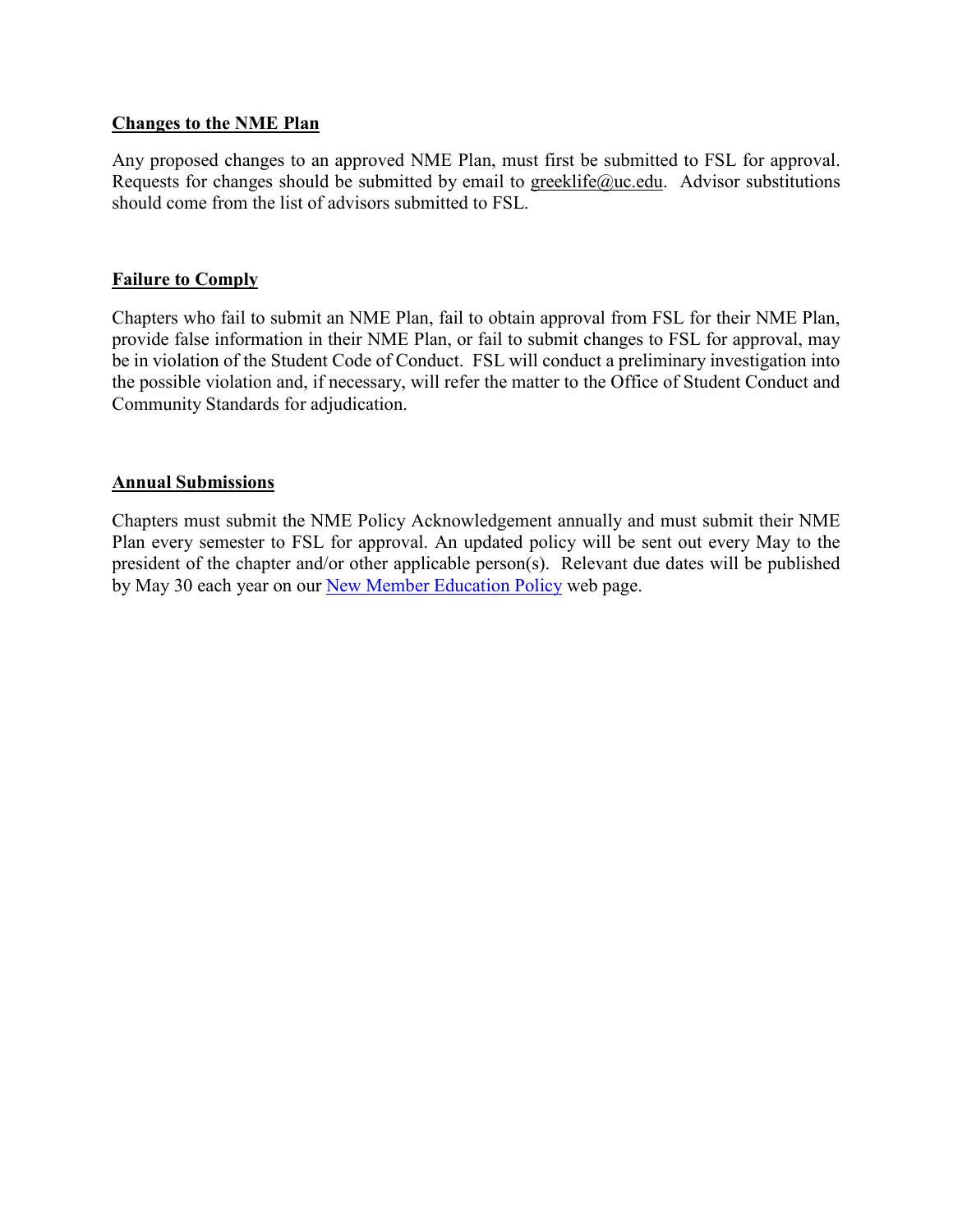**Changes to the NME Plan**

Any proposed changes to an approved NME Plan, must first be submitted to FSL for approval. Requests for changes should be submitted by email to greeklife@uc.edu. Advisor substitutions should come from the list of advisors submitted to FSL.

**Failure to Comply**

Chapters who fail to submit an NME Plan, fail to obtain approval from FSL for their NME Plan, provide false information in their NME Plan, or fail to submit changes to FSL for approval, may be in violation of the Student Code of Conduct. FSL will conduct a preliminary investigation into the possible violation and, if necessary, will refer the matter to the Office of Student Conduct and Community Standards for adjudication.

**Annual Submissions**

Chapters must submit the NME Policy Acknowledgement annually and must submit their NME Plan every semester to FSL for approval. An updated policy will be sent out every May to the president of the chapter and/or other applicable person(s). Relevant due dates will be published by May 30 each year on our New Member Education Policy web page.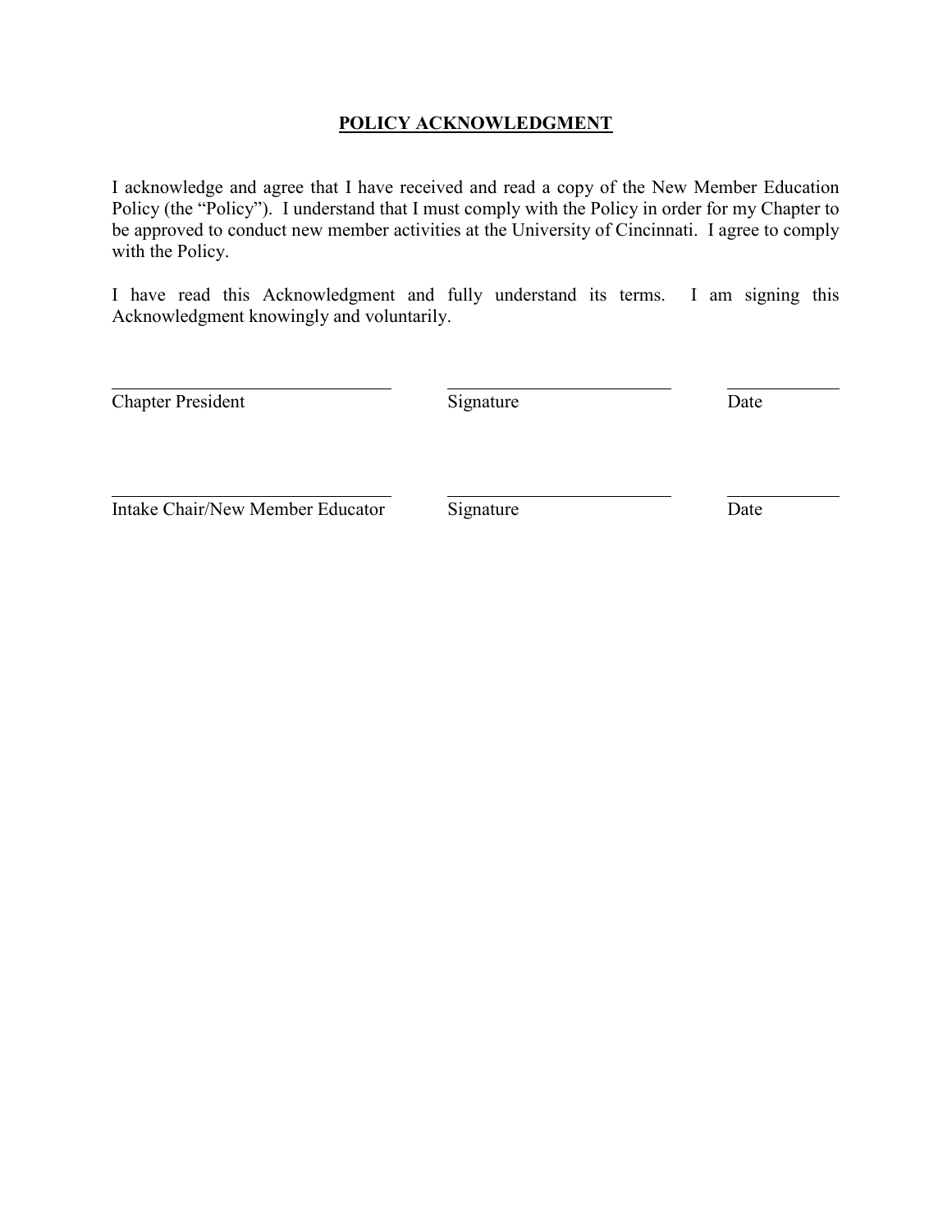# POLICY ACKNOWLEDGMENT

I acknowledge and agree that I have received and read a copy of the New Member Education Policy (the "Policy"). I understand that I must comply with the Policy in order for my Chapter to be approved to conduct new member activities at the University of Cincinnati. I agree to comply with the Policy.

I have read this Acknowledgment and fully understand its terms. I am signing this Acknowledgment knowingly and voluntarily.

| ______________________________ | ________________________ | ____________ |
|---|---|---|
| Chapter President | Signature | Date |
| | | |
| ______________________________ | ________________________ | ____________ |
| Intake Chair/New Member Educator | Signature | Date |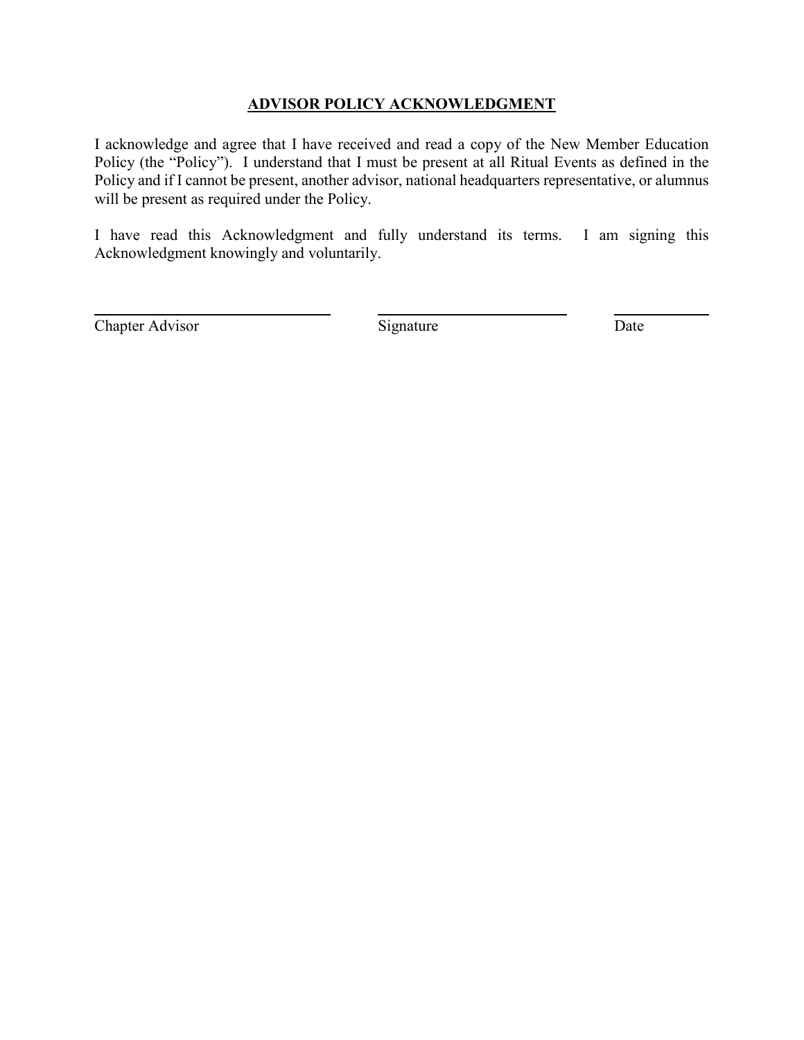## ADVISOR POLICY ACKNOWLEDGMENT

I acknowledge and agree that I have received and read a copy of the New Member Education Policy (the "Policy"). I understand that I must be present at all Ritual Events as defined in the Policy and if I cannot be present, another advisor, national headquarters representative, or alumnus will be present as required under the Policy.

I have read this Acknowledgment and fully understand its terms. I am signing this Acknowledgment knowingly and voluntarily.

| | | |
|---|---|---|
| ______________________________ | ________________________ | ____________ |
| Chapter Advisor | Signature | Date |